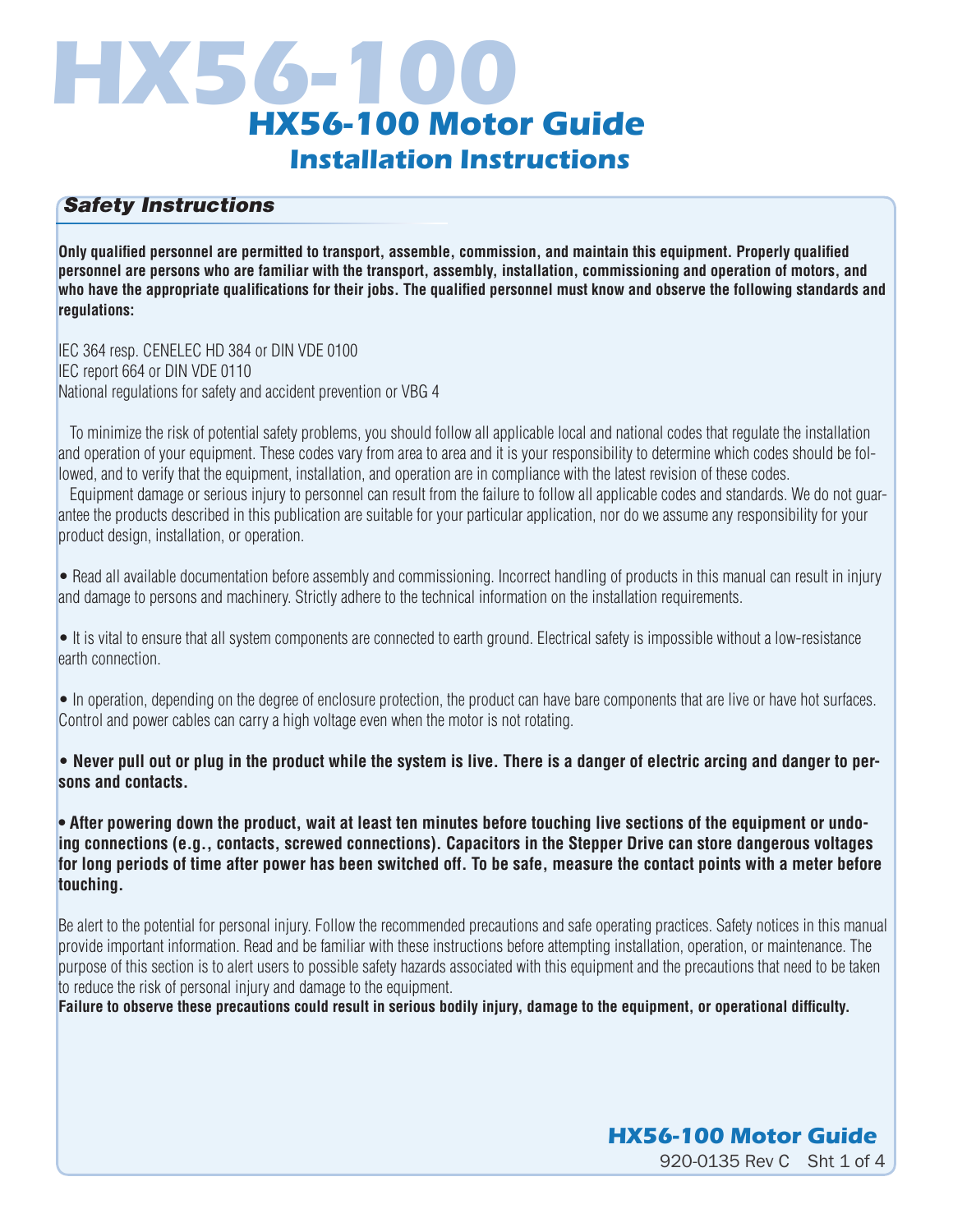# HX56-100

## HX56-100 Motor Guide

### Installation Instructions

### Safety Instructions

**Only qualified personnel are permitted to transport, assemble, commission, and maintain this equipment. Properly qualified personnel are persons who are familiar with the transport, assembly, installation, commissioning and operation of motors, and who have the appropriate qualifications for their jobs. The qualified personnel must know and observe the following standards and regulations:**

IEC 364 resp. CENELEC HD 384 or DIN VDE 0100
IEC report 664 or DIN VDE 0110
National regulations for safety and accident prevention or VBG 4

To minimize the risk of potential safety problems, you should follow all applicable local and national codes that regulate the installation and operation of your equipment. These codes vary from area to area and it is your responsibility to determine which codes should be followed, and to verify that the equipment, installation, and operation are in compliance with the latest revision of these codes.

Equipment damage or serious injury to personnel can result from the failure to follow all applicable codes and standards. We do not guarantee the products described in this publication are suitable for your particular application, nor do we assume any responsibility for your product design, installation, or operation.

- Read all available documentation before assembly and commissioning. Incorrect handling of products in this manual can result in injury and damage to persons and machinery. Strictly adhere to the technical information on the installation requirements.

- It is vital to ensure that all system components are connected to earth ground. Electrical safety is impossible without a low-resistance earth connection.

- In operation, depending on the degree of enclosure protection, the product can have bare components that are live or have hot surfaces. Control and power cables can carry a high voltage even when the motor is not rotating.

- **Never pull out or plug in the product while the system is live. There is a danger of electric arcing and danger to persons and contacts.**

- **After powering down the product, wait at least ten minutes before touching live sections of the equipment or undoing connections (e.g., contacts, screwed connections). Capacitors in the Stepper Drive can store dangerous voltages for long periods of time after power has been switched off. To be safe, measure the contact points with a meter before touching.**

Be alert to the potential for personal injury. Follow the recommended precautions and safe operating practices. Safety notices in this manual provide important information. Read and be familiar with these instructions before attempting installation, operation, or maintenance. The purpose of this section is to alert users to possible safety hazards associated with this equipment and the precautions that need to be taken to reduce the risk of personal injury and damage to the equipment.

**Failure to observe these precautions could result in serious bodily injury, damage to the equipment, or operational difficulty.**

920-0135 Rev C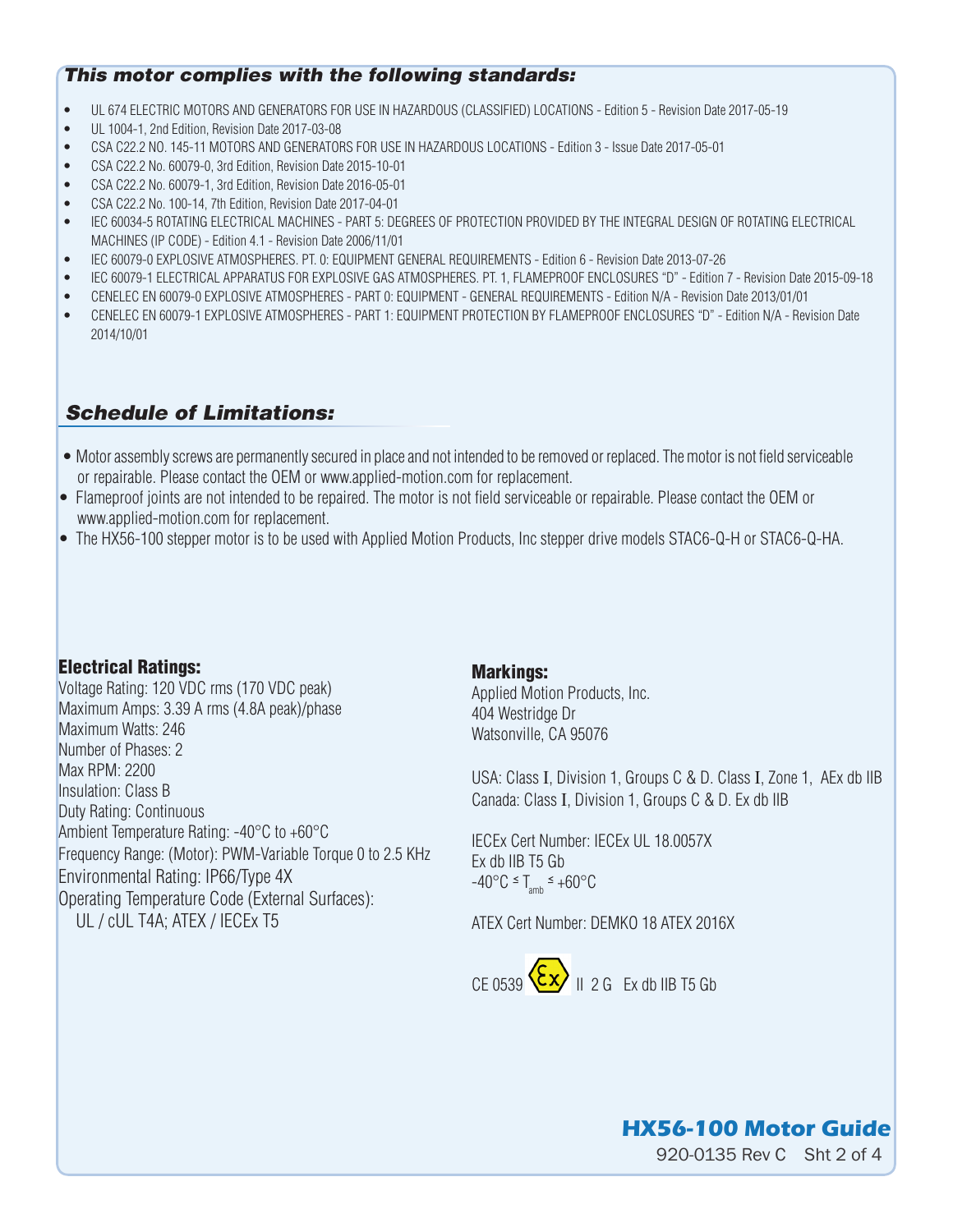### *This motor complies with the following standards:*

- UL 674 ELECTRIC MOTORS AND GENERATORS FOR USE IN HAZARDOUS (CLASSIFIED) LOCATIONS - Edition 5 - Revision Date 2017-05-19
- UL 1004-1, 2nd Edition, Revision Date 2017-03-08
- CSA C22.2 NO. 145-11 MOTORS AND GENERATORS FOR USE IN HAZARDOUS LOCATIONS - Edition 3 - Issue Date 2017-05-01
- CSA C22.2 No. 60079-0, 3rd Edition, Revision Date 2015-10-01
- CSA C22.2 No. 60079-1, 3rd Edition, Revision Date 2016-05-01
- CSA C22.2 No. 100-14, 7th Edition, Revision Date 2017-04-01
- IEC 60034-5 ROTATING ELECTRICAL MACHINES - PART 5: DEGREES OF PROTECTION PROVIDED BY THE INTEGRAL DESIGN OF ROTATING ELECTRICAL MACHINES (IP CODE) - Edition 4.1 - Revision Date 2006/11/01
- IEC 60079-0 EXPLOSIVE ATMOSPHERES. PT. 0: EQUIPMENT GENERAL REQUIREMENTS - Edition 6 - Revision Date 2013-07-26
- IEC 60079-1 ELECTRICAL APPARATUS FOR EXPLOSIVE GAS ATMOSPHERES. PT. 1, FLAMEPROOF ENCLOSURES “D” - Edition 7 - Revision Date 2015-09-18
- CENELEC EN 60079-0 EXPLOSIVE ATMOSPHERES - PART 0: EQUIPMENT - GENERAL REQUIREMENTS - Edition N/A - Revision Date 2013/01/01
- CENELEC EN 60079-1 EXPLOSIVE ATMOSPHERES - PART 1: EQUIPMENT PROTECTION BY FLAMEPROOF ENCLOSURES “D” - Edition N/A - Revision Date 2014/10/01

### *Schedule of Limitations:*

- Motor assembly screws are permanently secured in place and not intended to be removed or replaced. The motor is not field serviceable or repairable. Please contact the OEM or www.applied-motion.com for replacement.
- Flameproof joints are not intended to be repaired. The motor is not field serviceable or repairable. Please contact the OEM or www.applied-motion.com for replacement.
- The HX56-100 stepper motor is to be used with Applied Motion Products, Inc stepper drive models STAC6-Q-H or STAC6-Q-HA.

### Electrical Ratings:

Voltage Rating: 120 VDC rms (170 VDC peak)
Maximum Amps: 3.39 A rms (4.8A peak)/phase
Maximum Watts: 246
Number of Phases: 2
Max RPM: 2200
Insulation: Class B
Duty Rating: Continuous
Ambient Temperature Rating: -40°C to +60°C
Frequency Range: (Motor): PWM-Variable Torque 0 to 2.5 KHz
Environmental Rating: IP66/Type 4X
Operating Temperature Code (External Surfaces):
UL / cUL T4A; ATEX / IECEx T5

### Markings:

Applied Motion Products, Inc.
404 Westridge Dr
Watsonville, CA 95076

USA: Class I, Division 1, Groups C & D. Class I, Zone 1, AEx db IIB
Canada: Class I, Division 1, Groups C & D. Ex db IIB

IECEx Cert Number: IECEx UL 18.0057X
Ex db IIB T5 Gb
-40°C ≤ $T_{amb}$ ≤ +60°C

ATEX Cert Number: DEMKO 18 ATEX 2016X

CE 0539 Ex II 2 G Ex db IIB T5 Gb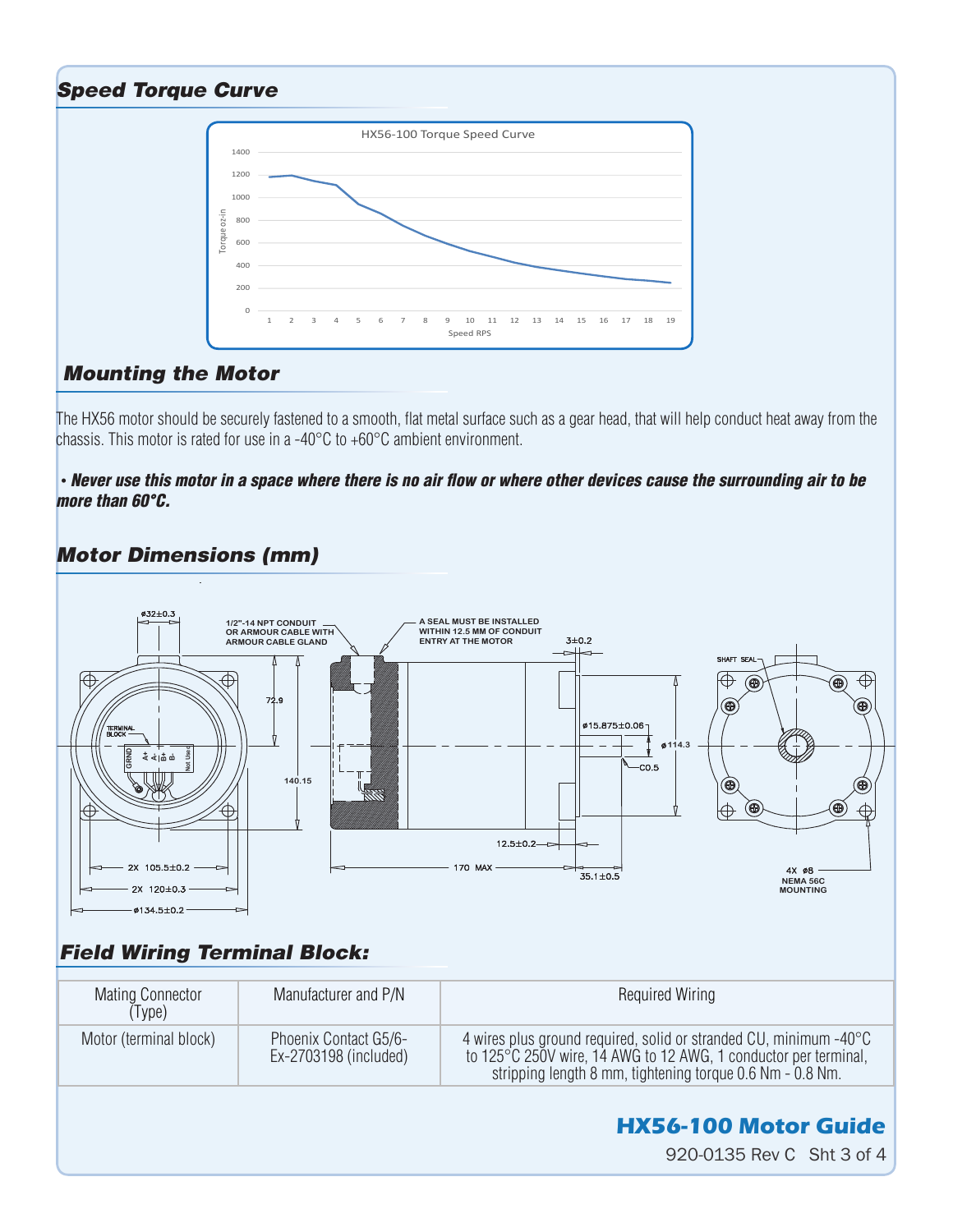## Speed Torque Curve

## Mounting the Motor

The HX56 motor should be securely fastened to a smooth, flat metal surface such as a gear head, that will help conduct heat away from the chassis. This motor is rated for use in a -40°C to +60°C ambient environment.

- ***Never use this motor in a space where there is no air flow or where other devices cause the surrounding air to be more than 60°C.***

## Motor Dimensions (mm)

## Field Wiring Terminal Block:

| Mating Connector (Type) | Manufacturer and P/N | Required Wiring |
| --- | --- | --- |
| Motor (terminal block) | Phoenix Contact G5/6-Ex-2703198 (included) | 4 wires plus ground required, solid or stranded CU, minimum -40°C to 125°C 250V wire, 14 AWG to 12 AWG, 1 conductor per terminal, stripping length 8 mm, tightening torque 0.6 Nm - 0.8 Nm. |

**HX56-100 Motor Guide**

920-0135 Rev C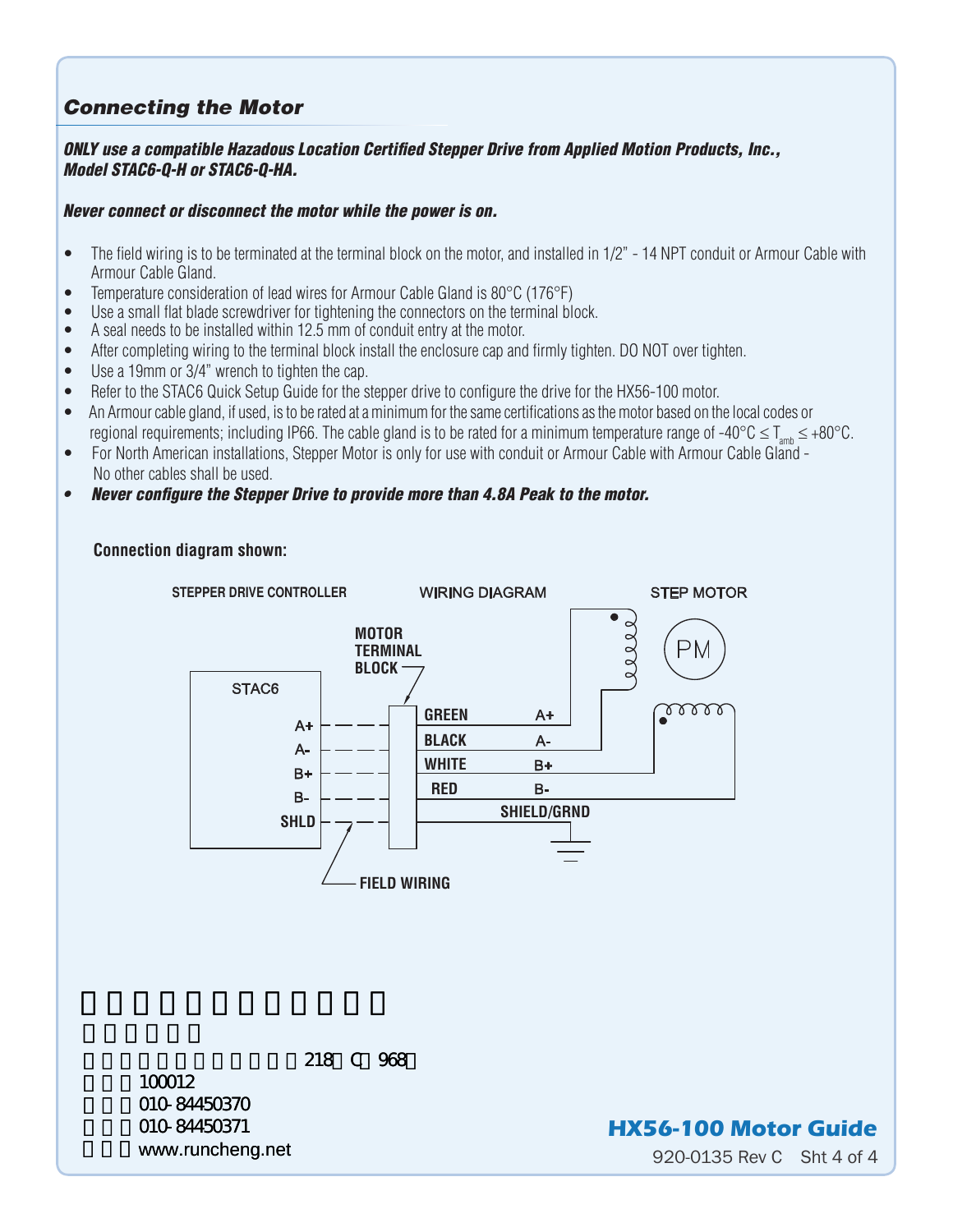## Connecting the Motor

***ONLY use a compatible Hazadous Location Certified Stepper Drive from Applied Motion Products, Inc., Model STAC6-Q-H or STAC6-Q-HA.***

***Never connect or disconnect the motor while the power is on.***

- The field wiring is to be terminated at the terminal block on the motor, and installed in 1/2" - 14 NPT conduit or Armour Cable with Armour Cable Gland.
- Temperature consideration of lead wires for Armour Cable Gland is 80°C (176°F)
- Use a small flat blade screwdriver for tightening the connectors on the terminal block.
- A seal needs to be installed within 12.5 mm of conduit entry at the motor.
- After completing wiring to the terminal block install the enclosure cap and firmly tighten. DO NOT over tighten.
- Use a 19mm or 3/4" wrench to tighten the cap.
- Refer to the STAC6 Quick Setup Guide for the stepper drive to configure the drive for the HX56-100 motor.
- An Armour cable gland, if used, is to be rated at a minimum for the same certifications as the motor based on the local codes or regional requirements; including IP66. The cable gland is to be rated for a minimum temperature range of -40°C ≤ $T_{amb}$ ≤ +80°C.
- For North American installations, Stepper Motor is only for use with conduit or Armour Cable with Armour Cable Gland - No other cables shall be used.
- ***Never configure the Stepper Drive to provide more than 4.8A Peak to the motor.***

**Connection diagram shown:**

STEPPER DRIVE CONTROLLER
WIRING DIAGRAM
STEP MOTOR
MOTOR TERMINAL BLOCK
PM
STAC6
A+
A-
B+
B-
SHLD
GREEN A+
BLACK A-
WHITE B+
RED B-
SHIELD/GRND
FIELD WIRING

218 C 968
100012
010-84450370
010-84450371
www.runcheng.net